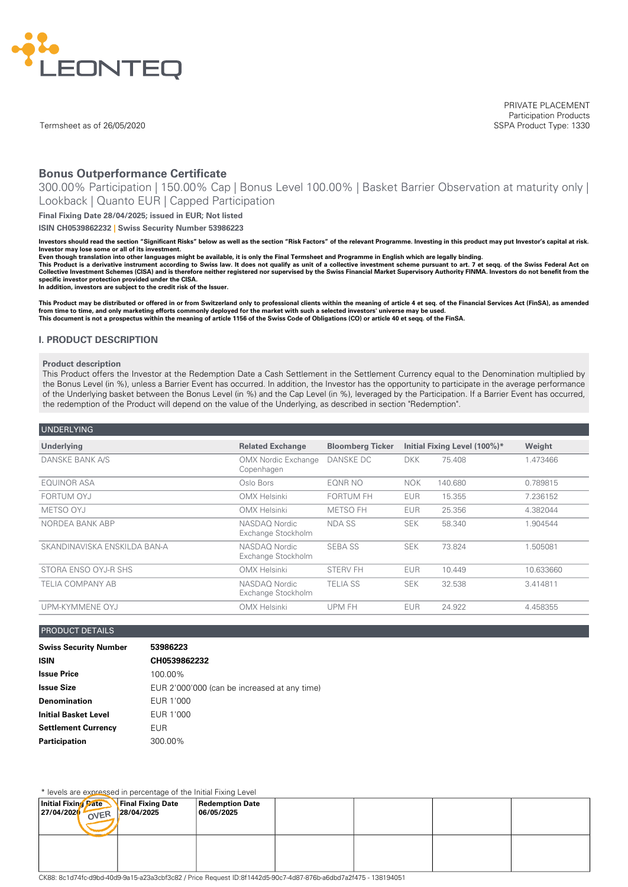Termsheet as of 26/05/2020

PRIVATE PLACEMENT
Participation Products
SSPA Product Type: 1330

# Bonus Outperformance Certificate

300.00% Participation | 150.00% Cap | Bonus Level 100.00% | Basket Barrier Observation at maturity only | Lookback | Quanto EUR | Capped Participation

**Final Fixing Date 28/04/2025; issued in EUR; Not listed**

**ISIN CH0539862232 | Swiss Security Number 53986223**

**Investors should read the section "Significant Risks" below as well as the section "Risk Factors" of the relevant Programme. Investing in this product may put Investor's capital at risk. Investor may lose some or all of its investment.**
**Even though translation into other languages might be available, it is only the Final Termsheet and Programme in English which are legally binding.**
**This Product is a derivative instrument according to Swiss law. It does not qualify as unit of a collective investment scheme pursuant to art. 7 et seqq. of the Swiss Federal Act on Collective Investment Schemes (CISA) and is therefore neither registered nor supervised by the Swiss Financial Market Supervisory Authority FINMA. Investors do not benefit from the specific investor protection provided under the CISA.**
**In addition, investors are subject to the credit risk of the Issuer.**

**This Product may be distributed or offered in or from Switzerland only to professional clients within the meaning of article 4 et seq. of the Financial Services Act (FinSA), as amended from time to time, and only marketing efforts commonly deployed for the market with such a selected investors' universe may be used.**
**This document is not a prospectus within the meaning of article 1156 of the Swiss Code of Obligations (CO) or article 40 et seqq. of the FinSA.**

## I. PRODUCT DESCRIPTION

**Product description**
This Product offers the Investor at the Redemption Date a Cash Settlement in the Settlement Currency equal to the Denomination multiplied by the Bonus Level (in %), unless a Barrier Event has occurred. In addition, the Investor has the opportunity to participate in the average performance of the Underlying basket between the Bonus Level (in %) and the Cap Level (in %), leveraged by the Participation. If a Barrier Event has occurred, the redemption of the Product will depend on the value of the Underlying, as described in section "Redemption".

### UNDERLYING

| Underlying | Related Exchange | Bloomberg Ticker | Initial Fixing Level (100%)* | | Weight |
|---|---|---|---|---|---|
| DANSKE BANK A/S | OMX Nordic Exchange Copenhagen | DANSKE DC | DKK | 75.408 | 1.473466 |
| EQUINOR ASA | Oslo Bors | EQNR NO | NOK | 140.680 | 0.789815 |
| FORTUM OYJ | OMX Helsinki | FORTUM FH | EUR | 15.355 | 7.236152 |
| METSO OYJ | OMX Helsinki | METSO FH | EUR | 25.356 | 4.382044 |
| NORDEA BANK ABP | NASDAQ Nordic Exchange Stockholm | NDA SS | SEK | 58.340 | 1.904544 |
| SKANDINAVISKA ENSKILDA BAN-A | NASDAQ Nordic Exchange Stockholm | SEBA SS | SEK | 73.824 | 1.505081 |
| STORA ENSO OYJ-R SHS | OMX Helsinki | STERV FH | EUR | 10.449 | 10.633660 |
| TELIA COMPANY AB | NASDAQ Nordic Exchange Stockholm | TELIA SS | SEK | 32.538 | 3.414811 |
| UPM-KYMMENE OYJ | OMX Helsinki | UPM FH | EUR | 24.922 | 4.458355 |

### PRODUCT DETAILS

| | |
|---|---|
| **Swiss Security Number** | **53986223** |
| **ISIN** | **CH0539862232** |
| **Issue Price** | 100.00% |
| **Issue Size** | EUR 2'000'000 (can be increased at any time) |
| **Denomination** | EUR 1'000 |
| **Initial Basket Level** | EUR 1'000 |
| **Settlement Currency** | EUR |
| **Participation** | 300.00% |

\* levels are expressed in percentage of the Initial Fixing Level

| Initial Fixing Date 27/04/2020 | Final Fixing Date 28/04/2025 | Redemption Date 06/05/2025 | | | | |
|---|---|---|---|---|---|---|
| | | | | | | |

CK88: 8c1d74fc-d9bd-40d9-9a15-a23a3cbf3c82 / Price Request ID:8f1442d5-90c7-4d87-876b-a6dbd7a2f475 - 138194051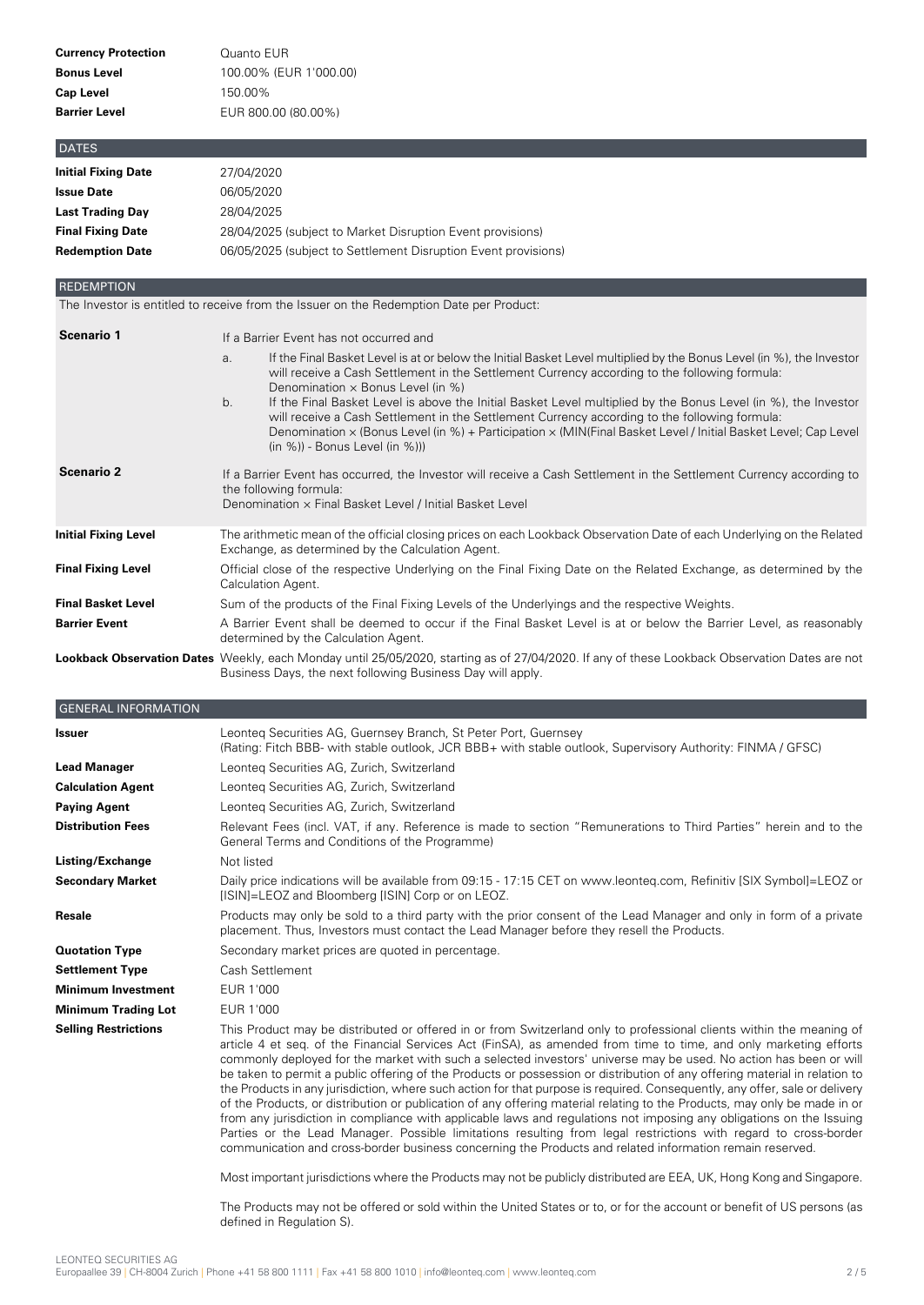| | |
|---|---|
| **Currency Protection** | Quanto EUR |
| **Bonus Level** | 100.00% (EUR 1'000.00) |
| **Cap Level** | 150.00% |
| **Barrier Level** | EUR 800.00 (80.00%) |

## DATES

| | |
|---|---|
| **Initial Fixing Date** | 27/04/2020 |
| **Issue Date** | 06/05/2020 |
| **Last Trading Day** | 28/04/2025 |
| **Final Fixing Date** | 28/04/2025 (subject to Market Disruption Event provisions) |
| **Redemption Date** | 06/05/2025 (subject to Settlement Disruption Event provisions) |

## REDEMPTION

The Investor is entitled to receive from the Issuer on the Redemption Date per Product:

**Scenario 1**

If a Barrier Event has not occurred and

a. If the Final Basket Level is at or below the Initial Basket Level multiplied by the Bonus Level (in %), the Investor will receive a Cash Settlement in the Settlement Currency according to the following formula:
Denomination × Bonus Level (in %)

b. If the Final Basket Level is above the Initial Basket Level multiplied by the Bonus Level (in %), the Investor will receive a Cash Settlement in the Settlement Currency according to the following formula:
Denomination × (Bonus Level (in %) + Participation × (MIN(Final Basket Level / Initial Basket Level; Cap Level (in %)) - Bonus Level (in %)))

**Scenario 2**

If a Barrier Event has occurred, the Investor will receive a Cash Settlement in the Settlement Currency according to the following formula:
Denomination × Final Basket Level / Initial Basket Level

| | |
|---|---|
| **Initial Fixing Level** | The arithmetic mean of the official closing prices on each Lookback Observation Date of each Underlying on the Related Exchange, as determined by the Calculation Agent. |
| **Final Fixing Level** | Official close of the respective Underlying on the Final Fixing Date on the Related Exchange, as determined by the Calculation Agent. |
| **Final Basket Level** | Sum of the products of the Final Fixing Levels of the Underlyings and the respective Weights. |
| **Barrier Event** | A Barrier Event shall be deemed to occur if the Final Basket Level is at or below the Barrier Level, as reasonably determined by the Calculation Agent. |
| **Lookback Observation Dates** | Weekly, each Monday until 25/05/2020, starting as of 27/04/2020. If any of these Lookback Observation Dates are not Business Days, the next following Business Day will apply. |

## GENERAL INFORMATION

| | |
|---|---|
| **Issuer** | Leonteq Securities AG, Guernsey Branch, St Peter Port, Guernsey (Rating: Fitch BBB- with stable outlook, JCR BBB+ with stable outlook, Supervisory Authority: FINMA / GFSC) |
| **Lead Manager** | Leonteq Securities AG, Zurich, Switzerland |
| **Calculation Agent** | Leonteq Securities AG, Zurich, Switzerland |
| **Paying Agent** | Leonteq Securities AG, Zurich, Switzerland |
| **Distribution Fees** | Relevant Fees (incl. VAT, if any. Reference is made to section "Remunerations to Third Parties" herein and to the General Terms and Conditions of the Programme) |
| **Listing/Exchange** | Not listed |
| **Secondary Market** | Daily price indications will be available from 09:15 - 17:15 CET on www.leonteq.com, Refinitiv [SIX Symbol]=LEOZ or [ISIN]=LEOZ and Bloomberg [ISIN] Corp or on LEOZ. |
| **Resale** | Products may only be sold to a third party with the prior consent of the Lead Manager and only in form of a private placement. Thus, Investors must contact the Lead Manager before they resell the Products. |
| **Quotation Type** | Secondary market prices are quoted in percentage. |
| **Settlement Type** | Cash Settlement |
| **Minimum Investment** | EUR 1'000 |
| **Minimum Trading Lot** | EUR 1'000 |
| **Selling Restrictions** | This Product may be distributed or offered in or from Switzerland only to professional clients within the meaning of article 4 et seq. of the Financial Services Act (FinSA), as amended from time to time, and only marketing efforts commonly deployed for the market with such a selected investors' universe may be used. No action has been or will be taken to permit a public offering of the Products or possession or distribution of any offering material in relation to the Products in any jurisdiction, where such action for that purpose is required. Consequently, any offer, sale or delivery of the Products, or distribution or publication of any offering material relating to the Products, may only be made in or from any jurisdiction in compliance with applicable laws and regulations not imposing any obligations on the Issuing Parties or the Lead Manager. Possible limitations resulting from legal restrictions with regard to cross-border communication and cross-border business concerning the Products and related information remain reserved.<br><br>Most important jurisdictions where the Products may not be publicly distributed are EEA, UK, Hong Kong and Singapore.<br><br>The Products may not be offered or sold within the United States or to, or for the account or benefit of US persons (as defined in Regulation S). |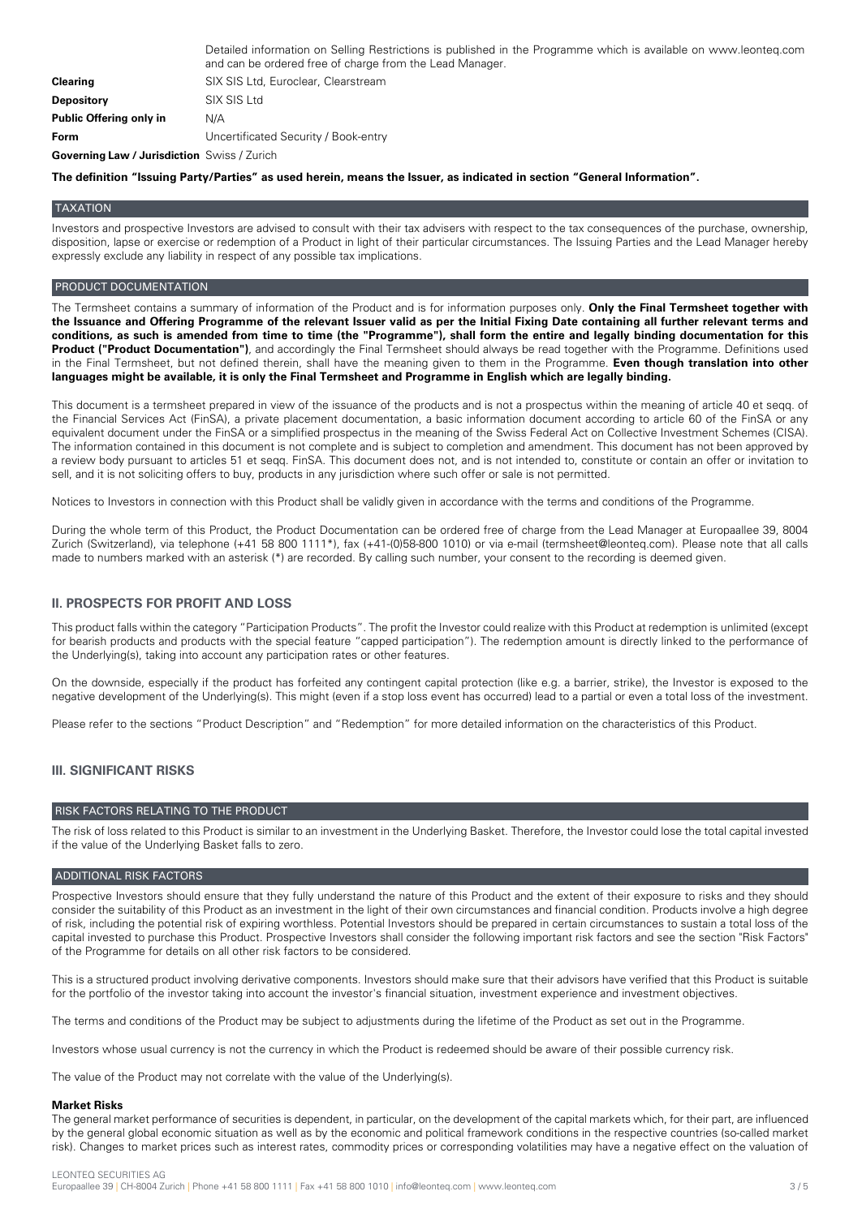| | |
|---|---|
| | Detailed information on Selling Restrictions is published in the Programme which is available on www.leonteq.com and can be ordered free of charge from the Lead Manager. |
| **Clearing** | SIX SIS Ltd, Euroclear, Clearstream |
| **Depository** | SIX SIS Ltd |
| **Public Offering only in** | N/A |
| **Form** | Uncertificated Security / Book-entry |
| **Governing Law / Jurisdiction** | Swiss / Zurich |

**The definition "Issuing Party/Parties" as used herein, means the Issuer, as indicated in section "General Information".**

### TAXATION

Investors and prospective Investors are advised to consult with their tax advisers with respect to the tax consequences of the purchase, ownership, disposition, lapse or exercise or redemption of a Product in light of their particular circumstances. The Issuing Parties and the Lead Manager hereby expressly exclude any liability in respect of any possible tax implications.

### PRODUCT DOCUMENTATION

The Termsheet contains a summary of information of the Product and is for information purposes only. **Only the Final Termsheet together with the Issuance and Offering Programme of the relevant Issuer valid as per the Initial Fixing Date containing all further relevant terms and conditions, as such is amended from time to time (the "Programme"), shall form the entire and legally binding documentation for this Product ("Product Documentation")**, and accordingly the Final Termsheet should always be read together with the Programme. Definitions used in the Final Termsheet, but not defined therein, shall have the meaning given to them in the Programme. **Even though translation into other languages might be available, it is only the Final Termsheet and Programme in English which are legally binding.**

This document is a termsheet prepared in view of the issuance of the products and is not a prospectus within the meaning of article 40 et seqq. of the Financial Services Act (FinSA), a private placement documentation, a basic information document according to article 60 of the FinSA or any equivalent document under the FinSA or a simplified prospectus in the meaning of the Swiss Federal Act on Collective Investment Schemes (CISA). The information contained in this document is not complete and is subject to completion and amendment. This document has not been approved by a review body pursuant to articles 51 et seqq. FinSA. This document does not, and is not intended to, constitute or contain an offer or invitation to sell, and it is not soliciting offers to buy, products in any jurisdiction where such offer or sale is not permitted.

Notices to Investors in connection with this Product shall be validly given in accordance with the terms and conditions of the Programme.

During the whole term of this Product, the Product Documentation can be ordered free of charge from the Lead Manager at Europaallee 39, 8004 Zurich (Switzerland), via telephone (+41 58 800 1111*), fax (+41-(0)58-800 1010) or via e-mail (termsheet@leonteq.com). Please note that all calls made to numbers marked with an asterisk (*) are recorded. By calling such number, your consent to the recording is deemed given.

## II. PROSPECTS FOR PROFIT AND LOSS

This product falls within the category "Participation Products". The profit the Investor could realize with this Product at redemption is unlimited (except for bearish products and products with the special feature "capped participation"). The redemption amount is directly linked to the performance of the Underlying(s), taking into account any participation rates or other features.

On the downside, especially if the product has forfeited any contingent capital protection (like e.g. a barrier, strike), the Investor is exposed to the negative development of the Underlying(s). This might (even if a stop loss event has occurred) lead to a partial or even a total loss of the investment.

Please refer to the sections "Product Description" and "Redemption" for more detailed information on the characteristics of this Product.

## III. SIGNIFICANT RISKS

### RISK FACTORS RELATING TO THE PRODUCT

The risk of loss related to this Product is similar to an investment in the Underlying Basket. Therefore, the Investor could lose the total capital invested if the value of the Underlying Basket falls to zero.

### ADDITIONAL RISK FACTORS

Prospective Investors should ensure that they fully understand the nature of this Product and the extent of their exposure to risks and they should consider the suitability of this Product as an investment in the light of their own circumstances and financial condition. Products involve a high degree of risk, including the potential risk of expiring worthless. Potential Investors should be prepared in certain circumstances to sustain a total loss of the capital invested to purchase this Product. Prospective Investors shall consider the following important risk factors and see the section "Risk Factors" of the Programme for details on all other risk factors to be considered.

This is a structured product involving derivative components. Investors should make sure that their advisors have verified that this Product is suitable for the portfolio of the investor taking into account the investor's financial situation, investment experience and investment objectives.

The terms and conditions of the Product may be subject to adjustments during the lifetime of the Product as set out in the Programme.

Investors whose usual currency is not the currency in which the Product is redeemed should be aware of their possible currency risk.

The value of the Product may not correlate with the value of the Underlying(s).

**Market Risks**

The general market performance of securities is dependent, in particular, on the development of the capital markets which, for their part, are influenced by the general global economic situation as well as by the economic and political framework conditions in the respective countries (so-called market risk). Changes to market prices such as interest rates, commodity prices or corresponding volatilities may have a negative effect on the valuation of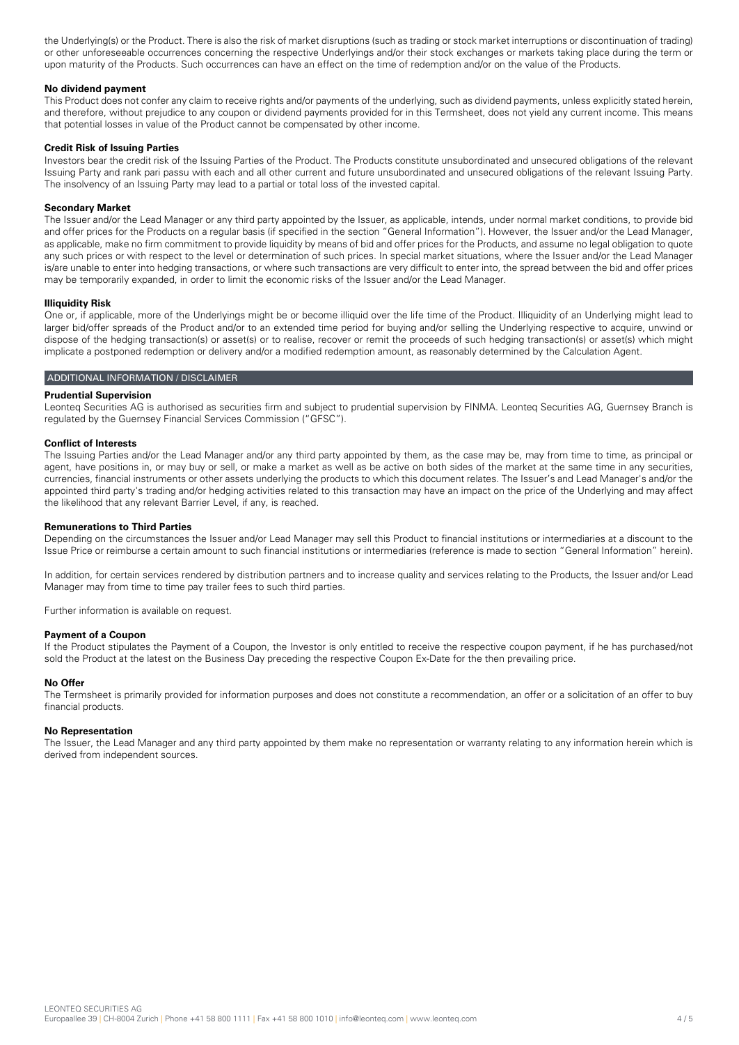the Underlying(s) or the Product. There is also the risk of market disruptions (such as trading or stock market interruptions or discontinuation of trading) or other unforeseeable occurrences concerning the respective Underlyings and/or their stock exchanges or markets taking place during the term or upon maturity of the Products. Such occurrences can have an effect on the time of redemption and/or on the value of the Products.

**No dividend payment**

This Product does not confer any claim to receive rights and/or payments of the underlying, such as dividend payments, unless explicitly stated herein, and therefore, without prejudice to any coupon or dividend payments provided for in this Termsheet, does not yield any current income. This means that potential losses in value of the Product cannot be compensated by other income.

**Credit Risk of Issuing Parties**

Investors bear the credit risk of the Issuing Parties of the Product. The Products constitute unsubordinated and unsecured obligations of the relevant Issuing Party and rank pari passu with each and all other current and future unsubordinated and unsecured obligations of the relevant Issuing Party. The insolvency of an Issuing Party may lead to a partial or total loss of the invested capital.

**Secondary Market**

The Issuer and/or the Lead Manager or any third party appointed by the Issuer, as applicable, intends, under normal market conditions, to provide bid and offer prices for the Products on a regular basis (if specified in the section "General Information"). However, the Issuer and/or the Lead Manager, as applicable, make no firm commitment to provide liquidity by means of bid and offer prices for the Products, and assume no legal obligation to quote any such prices or with respect to the level or determination of such prices. In special market situations, where the Issuer and/or the Lead Manager is/are unable to enter into hedging transactions, or where such transactions are very difficult to enter into, the spread between the bid and offer prices may be temporarily expanded, in order to limit the economic risks of the Issuer and/or the Lead Manager.

**Illiquidity Risk**

One or, if applicable, more of the Underlyings might be or become illiquid over the life time of the Product. Illiquidity of an Underlying might lead to larger bid/offer spreads of the Product and/or to an extended time period for buying and/or selling the Underlying respective to acquire, unwind or dispose of the hedging transaction(s) or asset(s) or to realise, recover or remit the proceeds of such hedging transaction(s) or asset(s) which might implicate a postponed redemption or delivery and/or a modified redemption amount, as reasonably determined by the Calculation Agent.

## ADDITIONAL INFORMATION / DISCLAIMER

**Prudential Supervision**

Leonteq Securities AG is authorised as securities firm and subject to prudential supervision by FINMA. Leonteq Securities AG, Guernsey Branch is regulated by the Guernsey Financial Services Commission ("GFSC").

**Conflict of Interests**

The Issuing Parties and/or the Lead Manager and/or any third party appointed by them, as the case may be, may from time to time, as principal or agent, have positions in, or may buy or sell, or make a market as well as be active on both sides of the market at the same time in any securities, currencies, financial instruments or other assets underlying the products to which this document relates. The Issuer's and Lead Manager's and/or the appointed third party's trading and/or hedging activities related to this transaction may have an impact on the price of the Underlying and may affect the likelihood that any relevant Barrier Level, if any, is reached.

**Remunerations to Third Parties**

Depending on the circumstances the Issuer and/or Lead Manager may sell this Product to financial institutions or intermediaries at a discount to the Issue Price or reimburse a certain amount to such financial institutions or intermediaries (reference is made to section "General Information" herein).

In addition, for certain services rendered by distribution partners and to increase quality and services relating to the Products, the Issuer and/or Lead Manager may from time to time pay trailer fees to such third parties.

Further information is available on request.

**Payment of a Coupon**

If the Product stipulates the Payment of a Coupon, the Investor is only entitled to receive the respective coupon payment, if he has purchased/not sold the Product at the latest on the Business Day preceding the respective Coupon Ex-Date for the then prevailing price.

**No Offer**

The Termsheet is primarily provided for information purposes and does not constitute a recommendation, an offer or a solicitation of an offer to buy financial products.

**No Representation**

The Issuer, the Lead Manager and any third party appointed by them make no representation or warranty relating to any information herein which is derived from independent sources.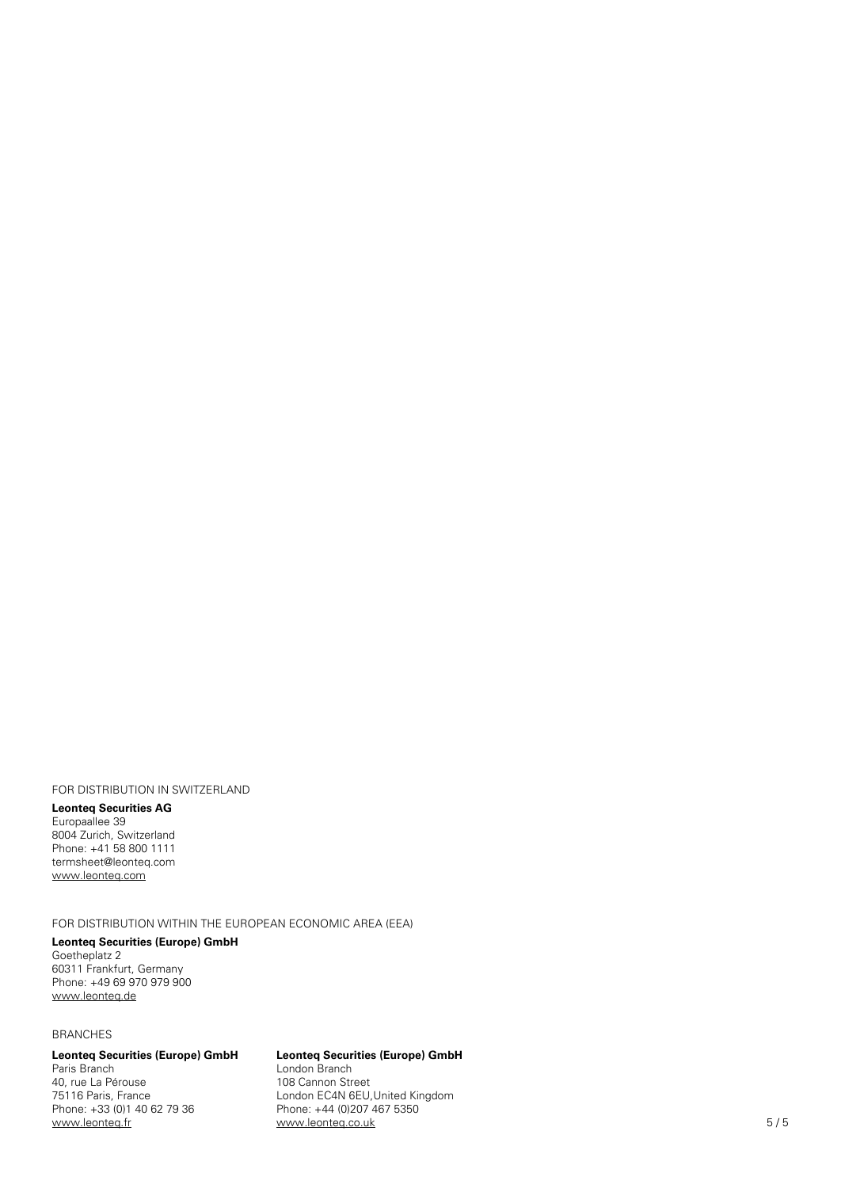FOR DISTRIBUTION IN SWITZERLAND

**Leonteq Securities AG**
Europaallee 39
8004 Zurich, Switzerland
Phone: +41 58 800 1111
termsheet@leonteq.com
www.leonteq.com

FOR DISTRIBUTION WITHIN THE EUROPEAN ECONOMIC AREA (EEA)

**Leonteq Securities (Europe) GmbH**
Goetheplatz 2
60311 Frankfurt, Germany
Phone: +49 69 970 979 900
www.leonteq.de

BRANCHES

**Leonteq Securities (Europe) GmbH**
Paris Branch
40, rue La Pérouse
75116 Paris, France
Phone: +33 (0)1 40 62 79 36
www.leonteq.fr

**Leonteq Securities (Europe) GmbH**
London Branch
108 Cannon Street
London EC4N 6EU,United Kingdom
Phone: +44 (0)207 467 5350
www.leonteq.co.uk